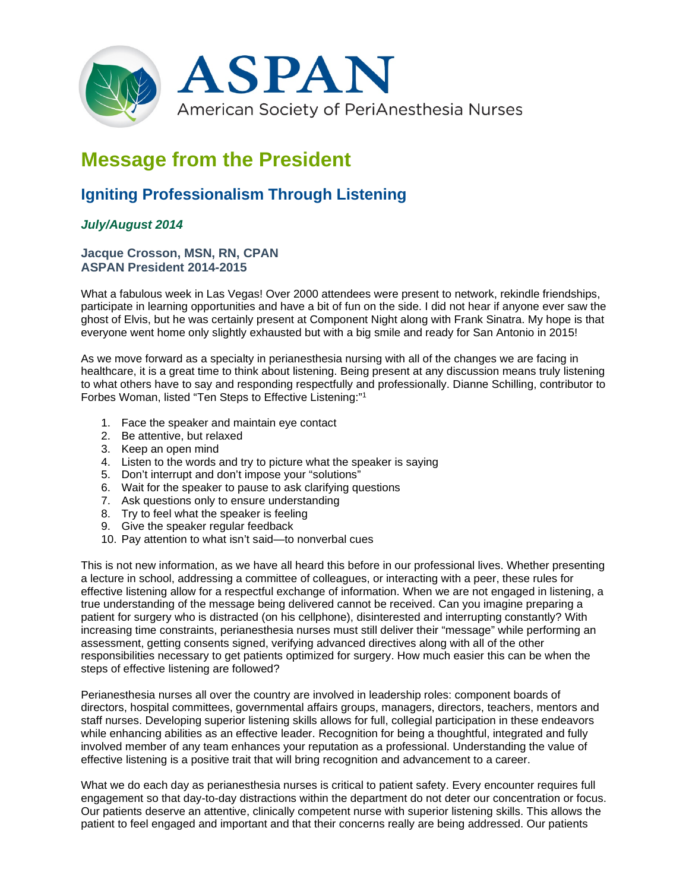# ASPAN

American Society of PeriAnesthesia Nurses

# Message from the President

## Igniting Professionalism Through Listening

***July/August 2014***

**Jacque Crosson, MSN, RN, CPAN**
**ASPAN President 2014-2015**

What a fabulous week in Las Vegas! Over 2000 attendees were present to network, rekindle friendships, participate in learning opportunities and have a bit of fun on the side. I did not hear if anyone ever saw the ghost of Elvis, but he was certainly present at Component Night along with Frank Sinatra. My hope is that everyone went home only slightly exhausted but with a big smile and ready for San Antonio in 2015!

As we move forward as a specialty in perianesthesia nursing with all of the changes we are facing in healthcare, it is a great time to think about listening. Being present at any discussion means truly listening to what others have to say and responding respectfully and professionally. Dianne Schilling, contributor to Forbes Woman, listed "Ten Steps to Effective Listening:"[1]

1. Face the speaker and maintain eye contact
2. Be attentive, but relaxed
3. Keep an open mind
4. Listen to the words and try to picture what the speaker is saying
5. Don't interrupt and don't impose your "solutions"
6. Wait for the speaker to pause to ask clarifying questions
7. Ask questions only to ensure understanding
8. Try to feel what the speaker is feeling
9. Give the speaker regular feedback
10. Pay attention to what isn't said—to nonverbal cues

This is not new information, as we have all heard this before in our professional lives. Whether presenting a lecture in school, addressing a committee of colleagues, or interacting with a peer, these rules for effective listening allow for a respectful exchange of information. When we are not engaged in listening, a true understanding of the message being delivered cannot be received. Can you imagine preparing a patient for surgery who is distracted (on his cellphone), disinterested and interrupting constantly? With increasing time constraints, perianesthesia nurses must still deliver their "message" while performing an assessment, getting consents signed, verifying advanced directives along with all of the other responsibilities necessary to get patients optimized for surgery. How much easier this can be when the steps of effective listening are followed?

Perianesthesia nurses all over the country are involved in leadership roles: component boards of directors, hospital committees, governmental affairs groups, managers, directors, teachers, mentors and staff nurses. Developing superior listening skills allows for full, collegial participation in these endeavors while enhancing abilities as an effective leader. Recognition for being a thoughtful, integrated and fully involved member of any team enhances your reputation as a professional. Understanding the value of effective listening is a positive trait that will bring recognition and advancement to a career.

What we do each day as perianesthesia nurses is critical to patient safety. Every encounter requires full engagement so that day-to-day distractions within the department do not deter our concentration or focus. Our patients deserve an attentive, clinically competent nurse with superior listening skills. This allows the patient to feel engaged and important and that their concerns really are being addressed. Our patients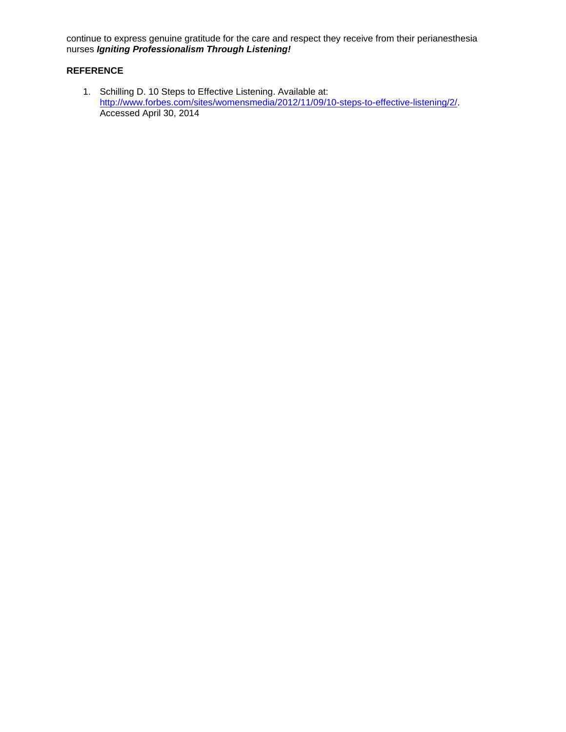continue to express genuine gratitude for the care and respect they receive from their perianesthesia nurses ***Igniting Professionalism Through Listening!***

## REFERENCE

1. Schilling D. 10 Steps to Effective Listening. Available at: http://www.forbes.com/sites/womensmedia/2012/11/09/10-steps-to-effective-listening/2/. Accessed April 30, 2014